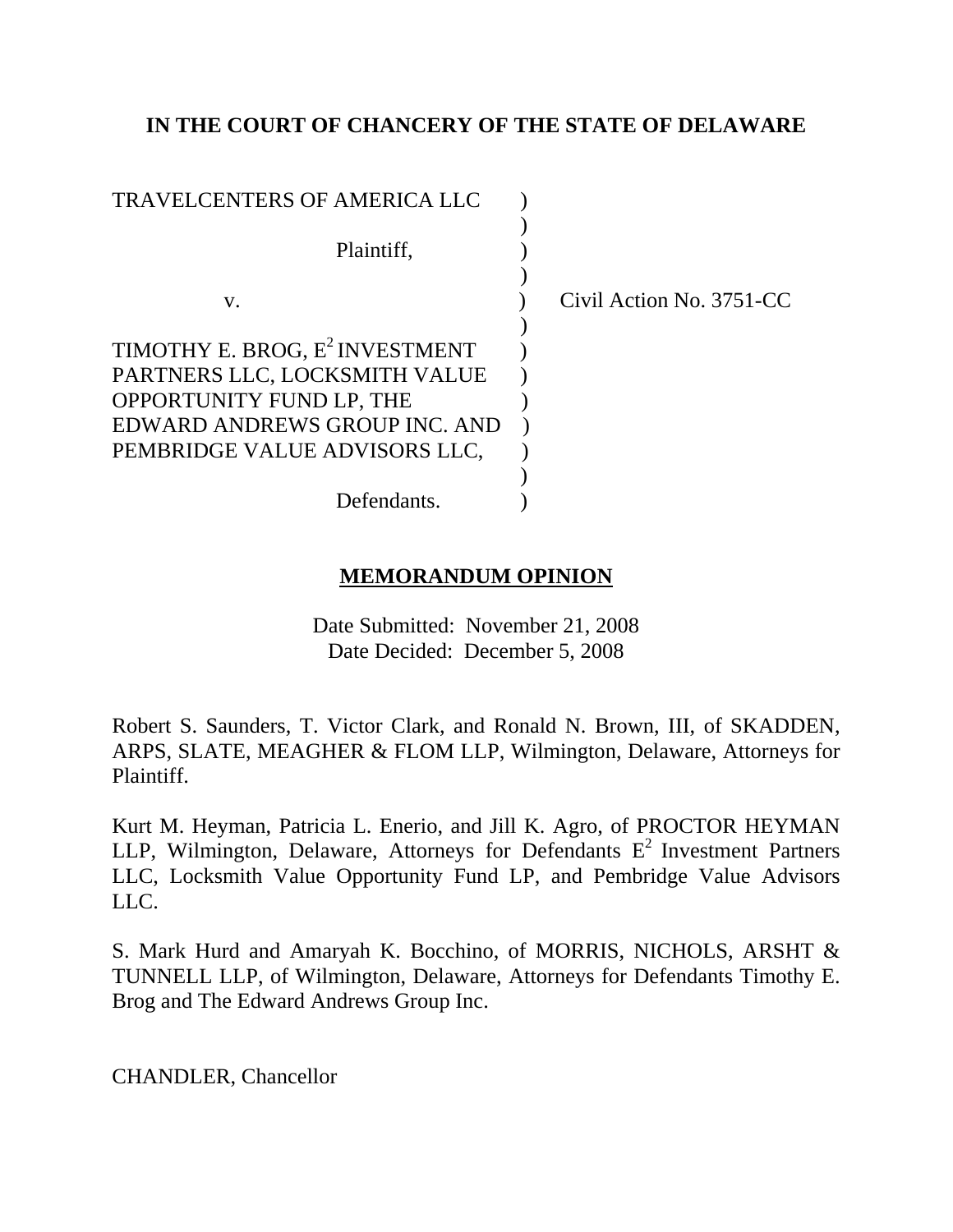**IN THE COURT OF CHANCERY OF THE STATE OF DELAWARE**

TRAVELCENTERS OF AMERICA LLC )
)
Plaintiff, )
)
v. ) Civil Action No. 3751-CC
)
TIMOTHY E. BROG, $E^2$ INVESTMENT PARTNERS LLC, LOCKSMITH VALUE OPPORTUNITY FUND LP, THE EDWARD ANDREWS GROUP INC. AND PEMBRIDGE VALUE ADVISORS LLC, )
)
Defendants. )

**MEMORANDUM OPINION**

Date Submitted: November 21, 2008
Date Decided: December 5, 2008

Robert S. Saunders, T. Victor Clark, and Ronald N. Brown, III, of SKADDEN, ARPS, SLATE, MEAGHER & FLOM LLP, Wilmington, Delaware, Attorneys for Plaintiff.

Kurt M. Heyman, Patricia L. Enerio, and Jill K. Agro, of PROCTOR HEYMAN LLP, Wilmington, Delaware, Attorneys for Defendants $E^2$ Investment Partners LLC, Locksmith Value Opportunity Fund LP, and Pembridge Value Advisors LLC.

S. Mark Hurd and Amaryah K. Bocchino, of MORRIS, NICHOLS, ARSHT & TUNNELL LLP, of Wilmington, Delaware, Attorneys for Defendants Timothy E. Brog and The Edward Andrews Group Inc.

CHANDLER, Chancellor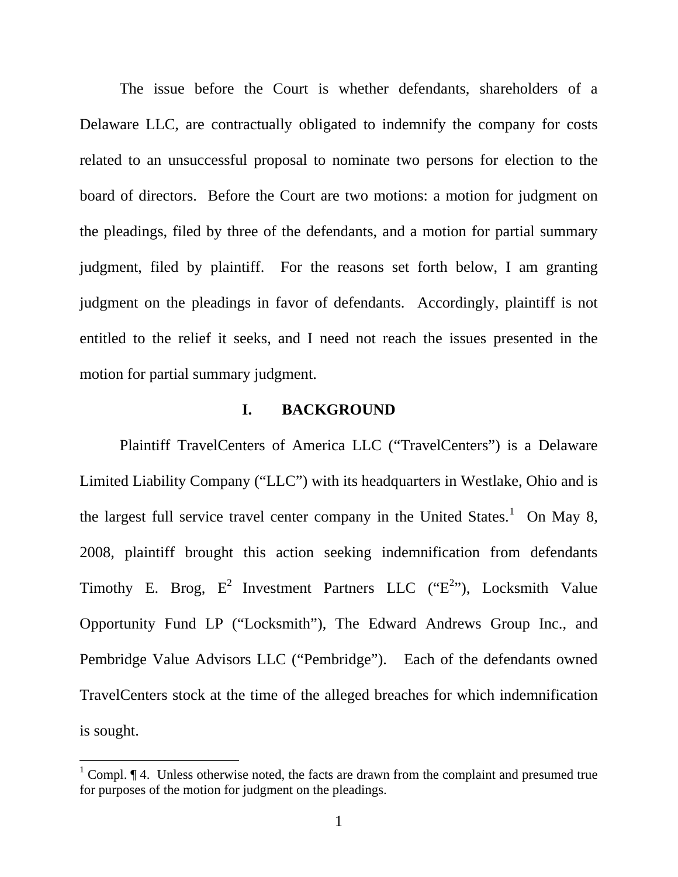The issue before the Court is whether defendants, shareholders of a Delaware LLC, are contractually obligated to indemnify the company for costs related to an unsuccessful proposal to nominate two persons for election to the board of directors. Before the Court are two motions: a motion for judgment on the pleadings, filed by three of the defendants, and a motion for partial summary judgment, filed by plaintiff. For the reasons set forth below, I am granting judgment on the pleadings in favor of defendants. Accordingly, plaintiff is not entitled to the relief it seeks, and I need not reach the issues presented in the motion for partial summary judgment.

## I. BACKGROUND

Plaintiff TravelCenters of America LLC ("TravelCenters") is a Delaware Limited Liability Company ("LLC") with its headquarters in Westlake, Ohio and is the largest full service travel center company in the United States.[1] On May 8, 2008, plaintiff brought this action seeking indemnification from defendants Timothy E. Brog, E$^2$ Investment Partners LLC ("E$^2$"), Locksmith Value Opportunity Fund LP ("Locksmith"), The Edward Andrews Group Inc., and Pembridge Value Advisors LLC ("Pembridge"). Each of the defendants owned TravelCenters stock at the time of the alleged breaches for which indemnification is sought.

[1] Compl. ¶ 4. Unless otherwise noted, the facts are drawn from the complaint and presumed true for purposes of the motion for judgment on the pleadings.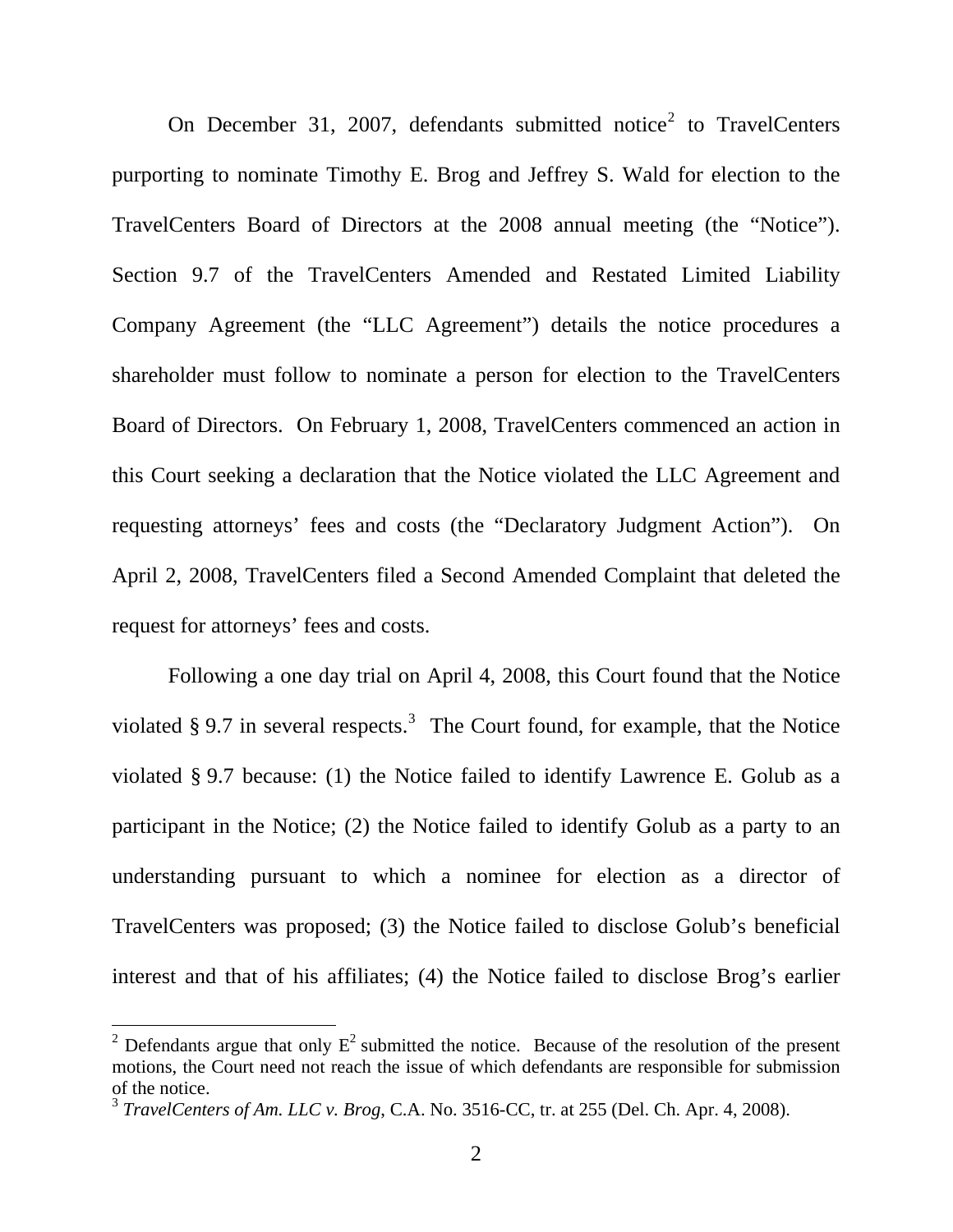On December 31, 2007, defendants submitted notice[2] to TravelCenters purporting to nominate Timothy E. Brog and Jeffrey S. Wald for election to the TravelCenters Board of Directors at the 2008 annual meeting (the "Notice"). Section 9.7 of the TravelCenters Amended and Restated Limited Liability Company Agreement (the "LLC Agreement") details the notice procedures a shareholder must follow to nominate a person for election to the TravelCenters Board of Directors. On February 1, 2008, TravelCenters commenced an action in this Court seeking a declaration that the Notice violated the LLC Agreement and requesting attorneys' fees and costs (the "Declaratory Judgment Action"). On April 2, 2008, TravelCenters filed a Second Amended Complaint that deleted the request for attorneys' fees and costs.

Following a one day trial on April 4, 2008, this Court found that the Notice violated § 9.7 in several respects.[3] The Court found, for example, that the Notice violated § 9.7 because: (1) the Notice failed to identify Lawrence E. Golub as a participant in the Notice; (2) the Notice failed to identify Golub as a party to an understanding pursuant to which a nominee for election as a director of TravelCenters was proposed; (3) the Notice failed to disclose Golub's beneficial interest and that of his affiliates; (4) the Notice failed to disclose Brog's earlier

---

[2] Defendants argue that only E$^2$ submitted the notice. Because of the resolution of the present motions, the Court need not reach the issue of which defendants are responsible for submission of the notice.

[3] *TravelCenters of Am. LLC v. Brog*, C.A. No. 3516-CC, tr. at 255 (Del. Ch. Apr. 4, 2008).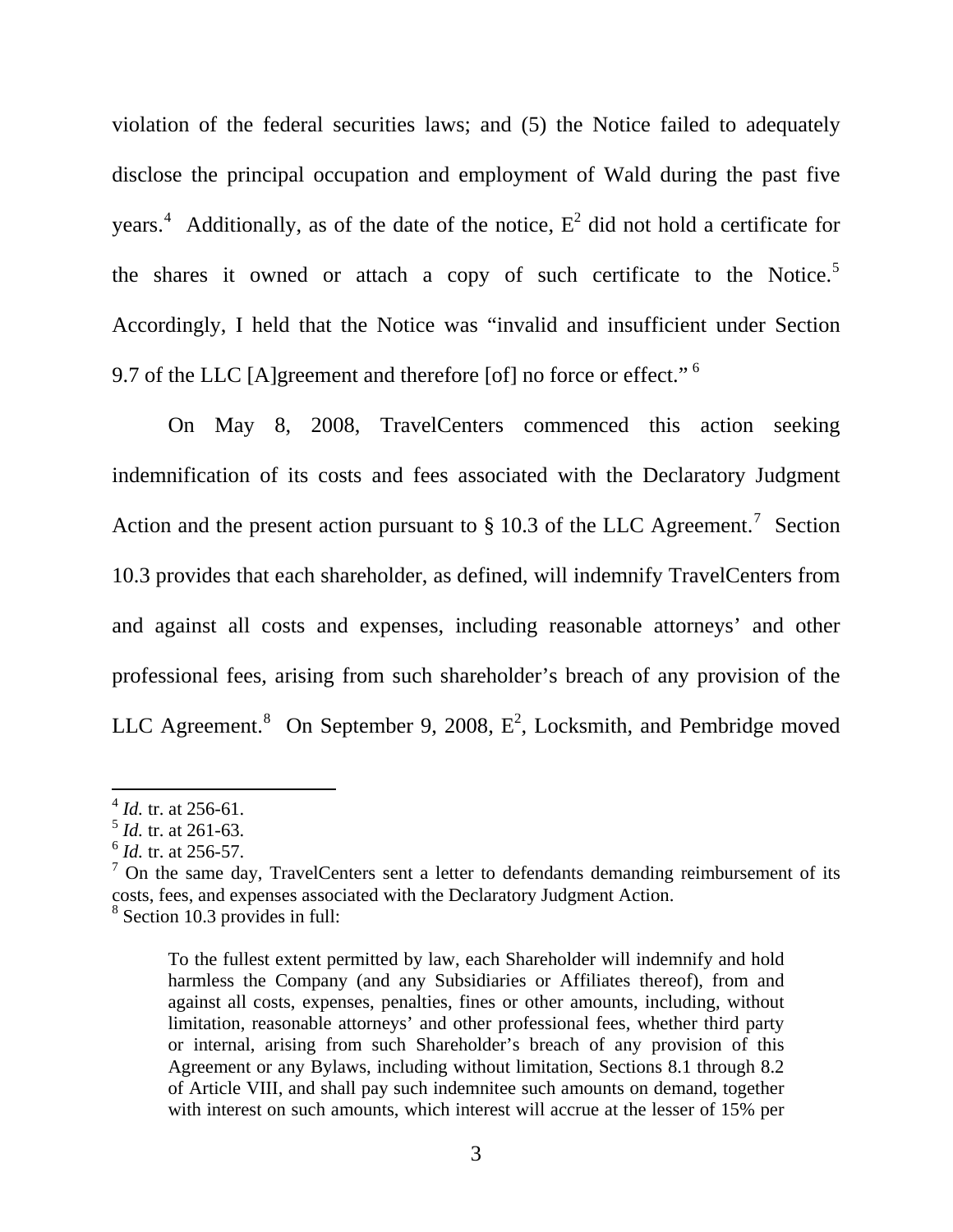violation of the federal securities laws; and (5) the Notice failed to adequately disclose the principal occupation and employment of Wald during the past five years.[4] Additionally, as of the date of the notice, $E^2$ did not hold a certificate for the shares it owned or attach a copy of such certificate to the Notice.[5] Accordingly, I held that the Notice was "invalid and insufficient under Section 9.7 of the LLC [A]greement and therefore [of] no force or effect." [6]

On May 8, 2008, TravelCenters commenced this action seeking indemnification of its costs and fees associated with the Declaratory Judgment Action and the present action pursuant to § 10.3 of the LLC Agreement.[7] Section 10.3 provides that each shareholder, as defined, will indemnify TravelCenters from and against all costs and expenses, including reasonable attorneys' and other professional fees, arising from such shareholder's breach of any provision of the LLC Agreement.[8] On September 9, 2008, $E^2$, Locksmith, and Pembridge moved

---

[4] *Id.* tr. at 256-61.

[5] *Id.* tr. at 261-63.

[6] *Id.* tr. at 256-57.

[7] On the same day, TravelCenters sent a letter to defendants demanding reimbursement of its costs, fees, and expenses associated with the Declaratory Judgment Action.

[8] Section 10.3 provides in full:

> To the fullest extent permitted by law, each Shareholder will indemnify and hold harmless the Company (and any Subsidiaries or Affiliates thereof), from and against all costs, expenses, penalties, fines or other amounts, including, without limitation, reasonable attorneys' and other professional fees, whether third party or internal, arising from such Shareholder's breach of any provision of this Agreement or any Bylaws, including without limitation, Sections 8.1 through 8.2 of Article VIII, and shall pay such indemnitee such amounts on demand, together with interest on such amounts, which interest will accrue at the lesser of 15% per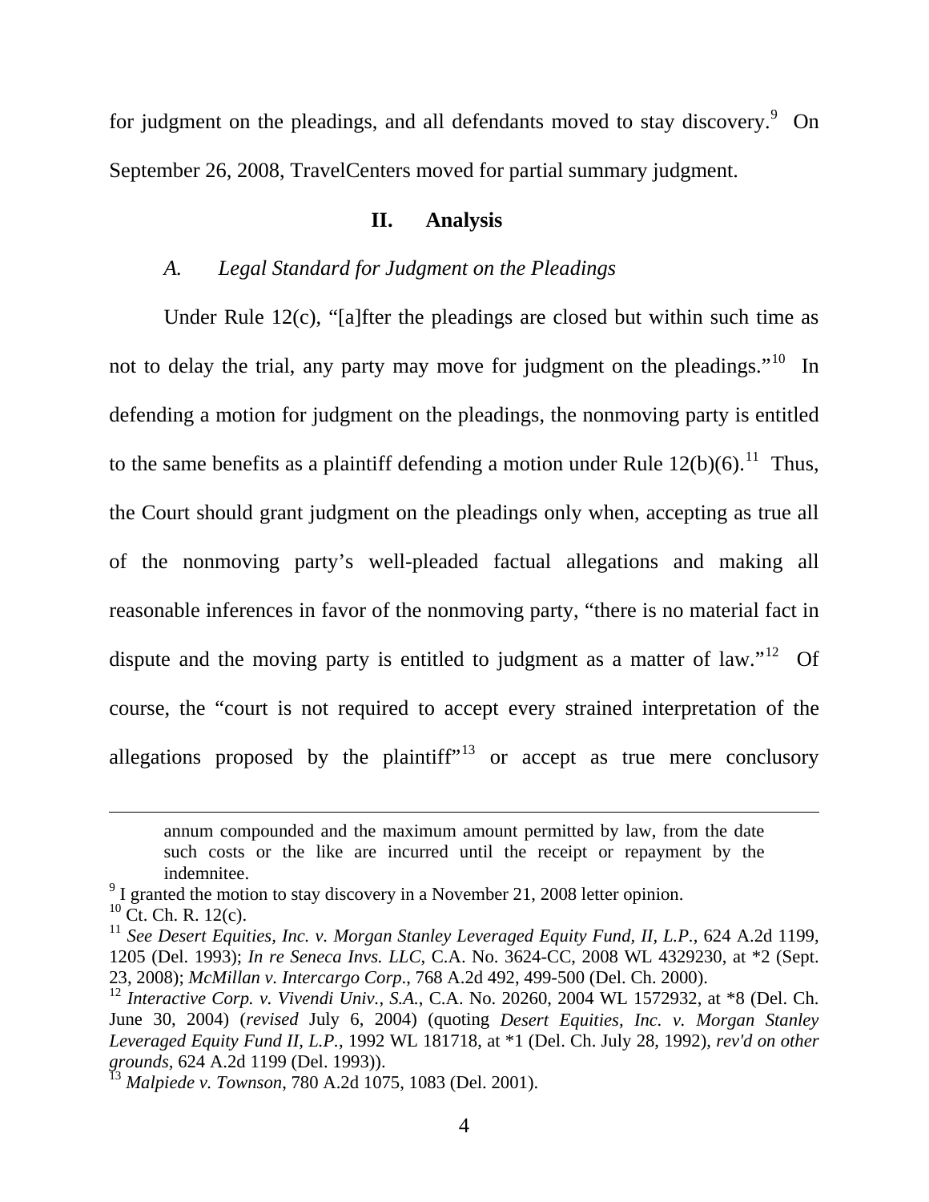for judgment on the pleadings, and all defendants moved to stay discovery.[9] On September 26, 2008, TravelCenters moved for partial summary judgment.

## II. Analysis

### *A. Legal Standard for Judgment on the Pleadings*

Under Rule 12(c), "[a]fter the pleadings are closed but within such time as not to delay the trial, any party may move for judgment on the pleadings."[10] In defending a motion for judgment on the pleadings, the nonmoving party is entitled to the same benefits as a plaintiff defending a motion under Rule 12(b)(6).[11] Thus, the Court should grant judgment on the pleadings only when, accepting as true all of the nonmoving party's well-pleaded factual allegations and making all reasonable inferences in favor of the nonmoving party, "there is no material fact in dispute and the moving party is entitled to judgment as a matter of law."[12] Of course, the "court is not required to accept every strained interpretation of the allegations proposed by the plaintiff"[13] or accept as true mere conclusory

---

annum compounded and the maximum amount permitted by law, from the date such costs or the like are incurred until the receipt or repayment by the indemnitee.

[9] I granted the motion to stay discovery in a November 21, 2008 letter opinion.

[10] Ct. Ch. R. 12(c).

[11] *See Desert Equities, Inc. v. Morgan Stanley Leveraged Equity Fund, II, L.P.*, 624 A.2d 1199, 1205 (Del. 1993); *In re Seneca Invs. LLC*, C.A. No. 3624-CC, 2008 WL 4329230, at *2 (Sept. 23, 2008); *McMillan v. Intercargo Corp.*, 768 A.2d 492, 499-500 (Del. Ch. 2000).

[12] *Interactive Corp. v. Vivendi Univ., S.A.*, C.A. No. 20260, 2004 WL 1572932, at *8 (Del. Ch. June 30, 2004) (*revised* July 6, 2004) (quoting *Desert Equities, Inc. v. Morgan Stanley Leveraged Equity Fund II, L.P.*, 1992 WL 181718, at *1 (Del. Ch. July 28, 1992), *rev'd on other grounds*, 624 A.2d 1199 (Del. 1993)).

[13] *Malpiede v. Townson*, 780 A.2d 1075, 1083 (Del. 2001).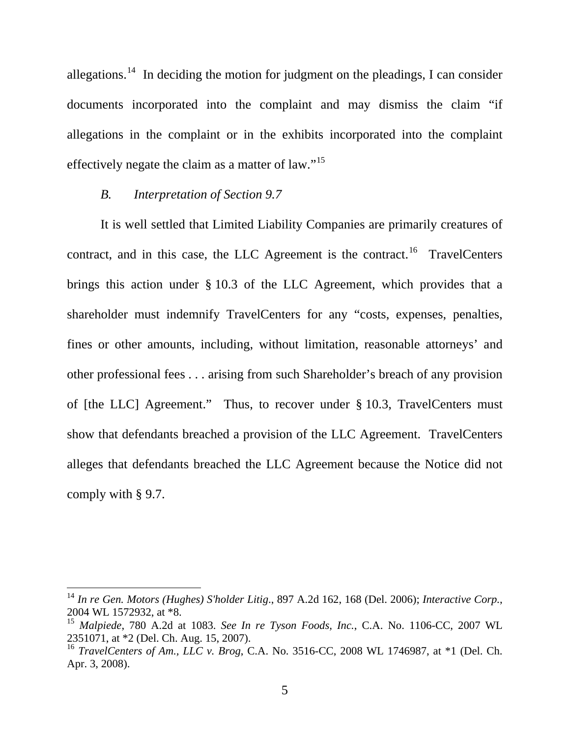allegations.[14] In deciding the motion for judgment on the pleadings, I can consider documents incorporated into the complaint and may dismiss the claim "if allegations in the complaint or in the exhibits incorporated into the complaint effectively negate the claim as a matter of law."[15]

### *B. Interpretation of Section 9.7*

It is well settled that Limited Liability Companies are primarily creatures of contract, and in this case, the LLC Agreement is the contract.[16] TravelCenters brings this action under § 10.3 of the LLC Agreement, which provides that a shareholder must indemnify TravelCenters for any "costs, expenses, penalties, fines or other amounts, including, without limitation, reasonable attorneys' and other professional fees . . . arising from such Shareholder's breach of any provision of [the LLC] Agreement." Thus, to recover under § 10.3, TravelCenters must show that defendants breached a provision of the LLC Agreement. TravelCenters alleges that defendants breached the LLC Agreement because the Notice did not comply with § 9.7.

---

[14] *In re Gen. Motors (Hughes) S'holder Litig.*, 897 A.2d 162, 168 (Del. 2006); *Interactive Corp.*, 2004 WL 1572932, at *8.

[15] *Malpiede*, 780 A.2d at 1083. *See In re Tyson Foods, Inc.*, C.A. No. 1106-CC, 2007 WL 2351071, at *2 (Del. Ch. Aug. 15, 2007).

[16] *TravelCenters of Am., LLC v. Brog*, C.A. No. 3516-CC, 2008 WL 1746987, at *1 (Del. Ch. Apr. 3, 2008).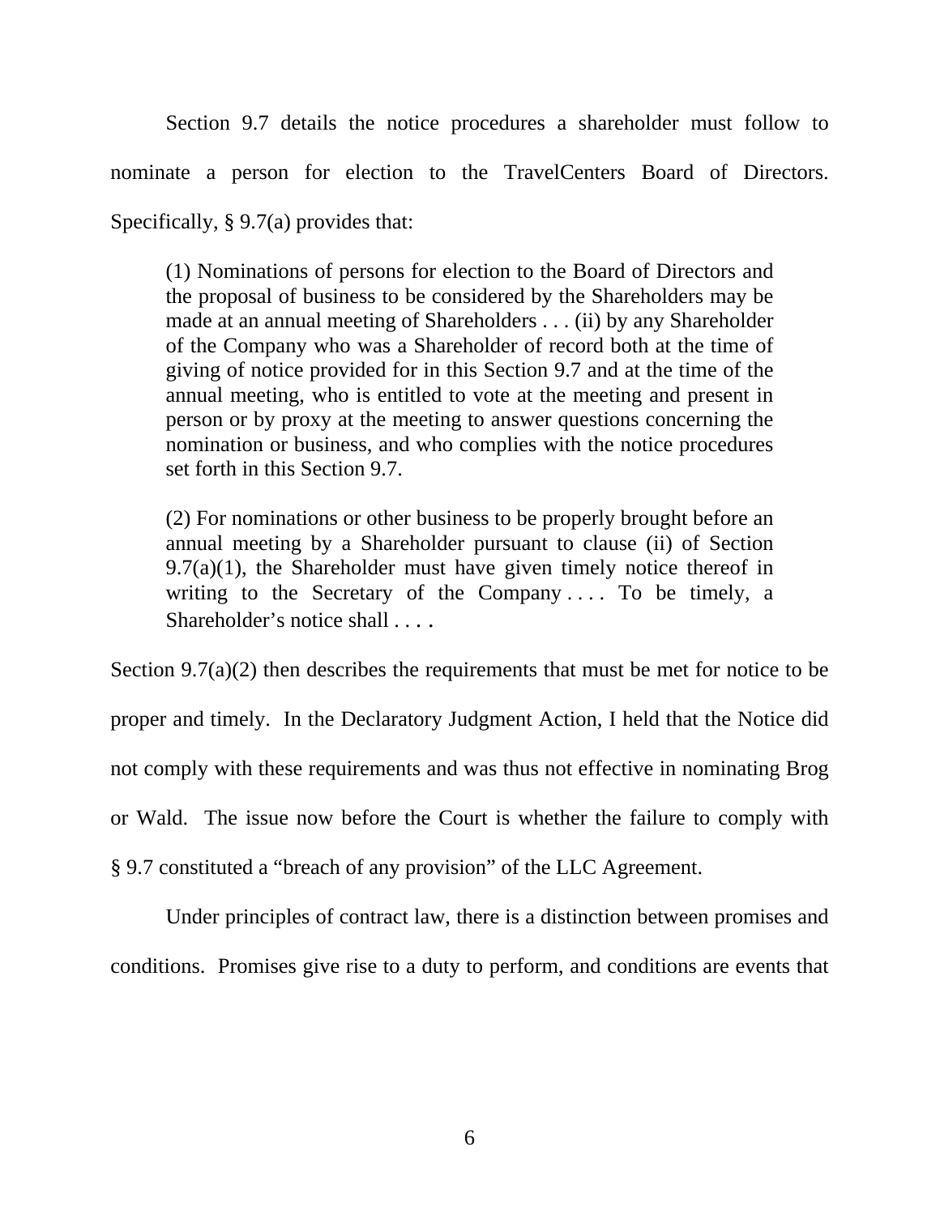Section 9.7 details the notice procedures a shareholder must follow to nominate a person for election to the TravelCenters Board of Directors. Specifically, § 9.7(a) provides that:

> (1) Nominations of persons for election to the Board of Directors and the proposal of business to be considered by the Shareholders may be made at an annual meeting of Shareholders . . . (ii) by any Shareholder of the Company who was a Shareholder of record both at the time of giving of notice provided for in this Section 9.7 and at the time of the annual meeting, who is entitled to vote at the meeting and present in person or by proxy at the meeting to answer questions concerning the nomination or business, and who complies with the notice procedures set forth in this Section 9.7.
>
> (2) For nominations or other business to be properly brought before an annual meeting by a Shareholder pursuant to clause (ii) of Section 9.7(a)(1), the Shareholder must have given timely notice thereof in writing to the Secretary of the Company . . . . To be timely, a Shareholder's notice shall . . . .

Section 9.7(a)(2) then describes the requirements that must be met for notice to be proper and timely. In the Declaratory Judgment Action, I held that the Notice did not comply with these requirements and was thus not effective in nominating Brog or Wald. The issue now before the Court is whether the failure to comply with § 9.7 constituted a "breach of any provision" of the LLC Agreement.

Under principles of contract law, there is a distinction between promises and conditions. Promises give rise to a duty to perform, and conditions are events that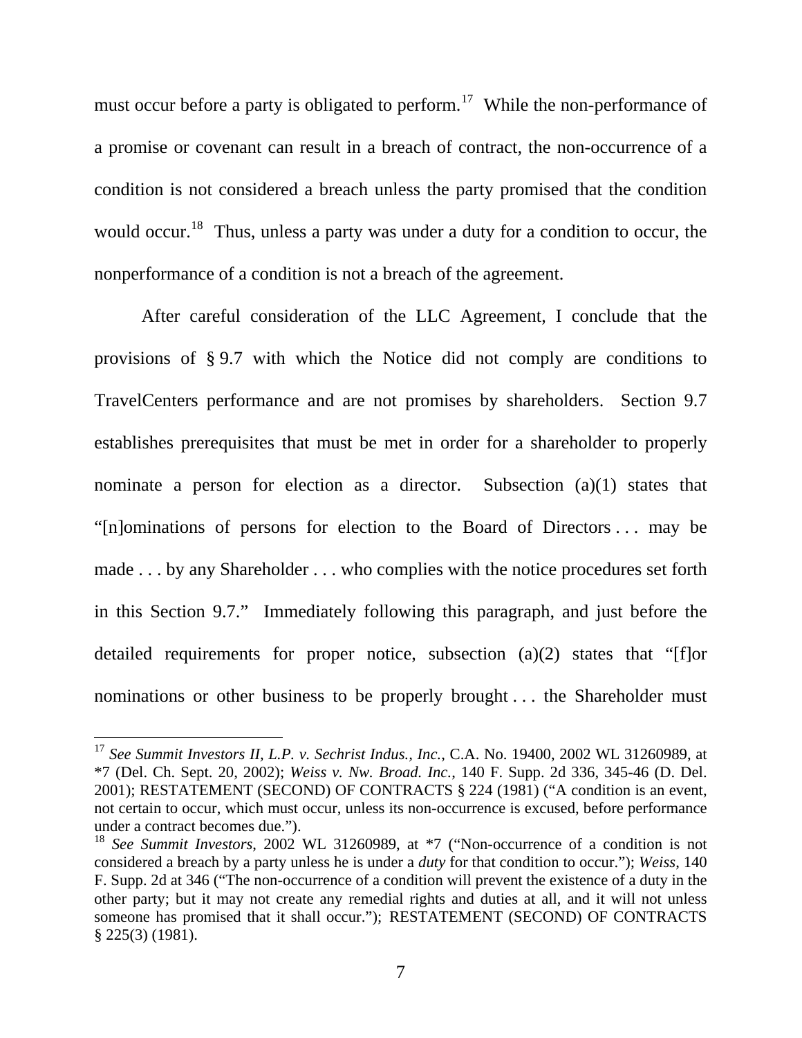must occur before a party is obligated to perform.[17] While the non-performance of a promise or covenant can result in a breach of contract, the non-occurrence of a condition is not considered a breach unless the party promised that the condition would occur.[18] Thus, unless a party was under a duty for a condition to occur, the nonperformance of a condition is not a breach of the agreement.

After careful consideration of the LLC Agreement, I conclude that the provisions of § 9.7 with which the Notice did not comply are conditions to TravelCenters performance and are not promises by shareholders. Section 9.7 establishes prerequisites that must be met in order for a shareholder to properly nominate a person for election as a director. Subsection (a)(1) states that "[n]ominations of persons for election to the Board of Directors . . . may be made . . . by any Shareholder . . . who complies with the notice procedures set forth in this Section 9.7." Immediately following this paragraph, and just before the detailed requirements for proper notice, subsection (a)(2) states that "[f]or nominations or other business to be properly brought . . . the Shareholder must

---

[17] *See Summit Investors II, L.P. v. Sechrist Indus., Inc.*, C.A. No. 19400, 2002 WL 31260989, at *7 (Del. Ch. Sept. 20, 2002); *Weiss v. Nw. Broad. Inc.*, 140 F. Supp. 2d 336, 345-46 (D. Del. 2001); RESTATEMENT (SECOND) OF CONTRACTS § 224 (1981) ("A condition is an event, not certain to occur, which must occur, unless its non-occurrence is excused, before performance under a contract becomes due.").

[18] *See Summit Investors*, 2002 WL 31260989, at *7 ("Non-occurrence of a condition is not considered a breach by a party unless he is under a *duty* for that condition to occur."); *Weiss*, 140 F. Supp. 2d at 346 ("The non-occurrence of a condition will prevent the existence of a duty in the other party; but it may not create any remedial rights and duties at all, and it will not unless someone has promised that it shall occur."); RESTATEMENT (SECOND) OF CONTRACTS § 225(3) (1981).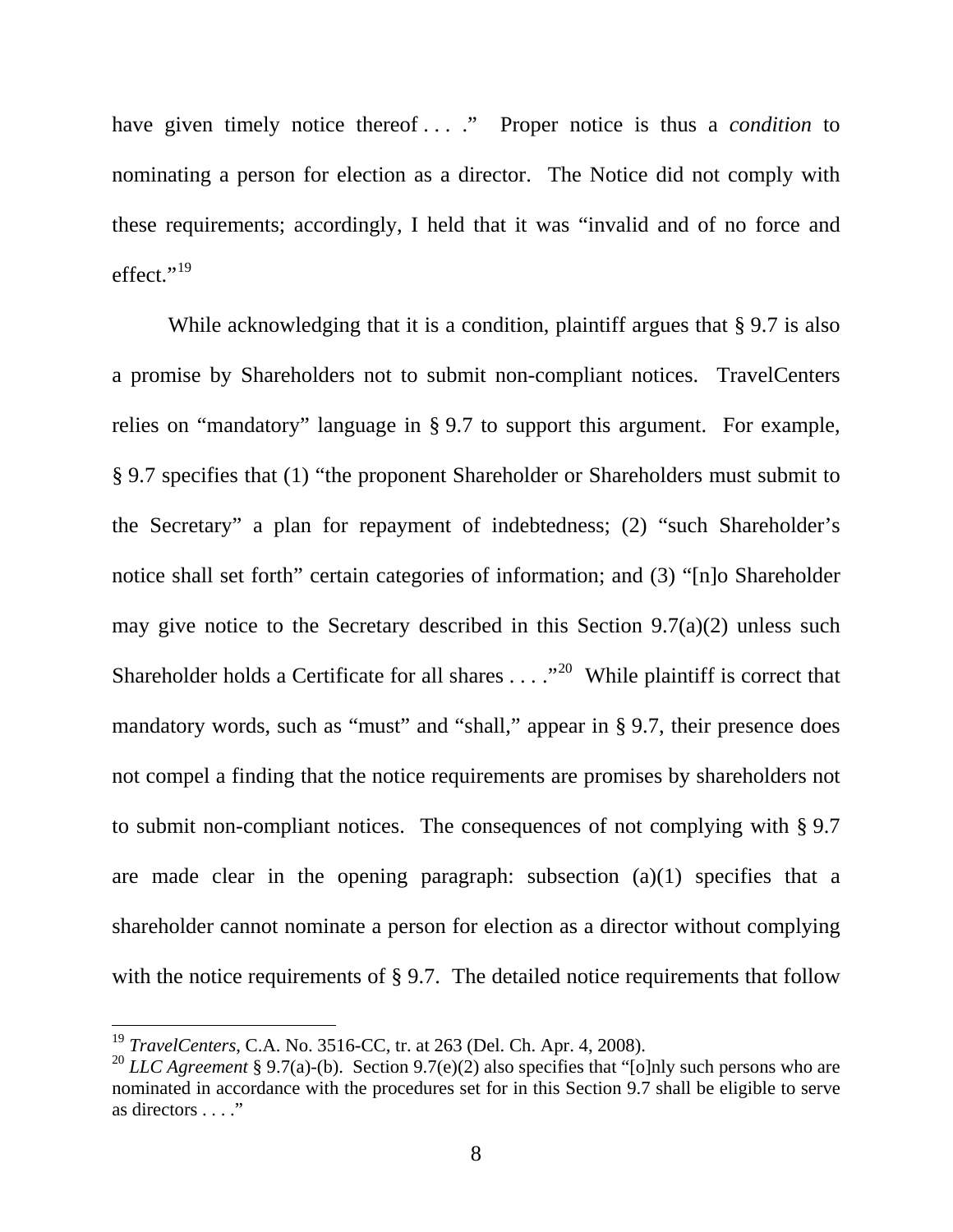have given timely notice thereof . . . ." Proper notice is thus a *condition* to nominating a person for election as a director. The Notice did not comply with these requirements; accordingly, I held that it was "invalid and of no force and effect."[19]

While acknowledging that it is a condition, plaintiff argues that § 9.7 is also a promise by Shareholders not to submit non-compliant notices. TravelCenters relies on "mandatory" language in § 9.7 to support this argument. For example, § 9.7 specifies that (1) "the proponent Shareholder or Shareholders must submit to the Secretary" a plan for repayment of indebtedness; (2) "such Shareholder's notice shall set forth" certain categories of information; and (3) "[n]o Shareholder may give notice to the Secretary described in this Section 9.7(a)(2) unless such Shareholder holds a Certificate for all shares . . . ."[20] While plaintiff is correct that mandatory words, such as "must" and "shall," appear in § 9.7, their presence does not compel a finding that the notice requirements are promises by shareholders not to submit non-compliant notices. The consequences of not complying with § 9.7 are made clear in the opening paragraph: subsection (a)(1) specifies that a shareholder cannot nominate a person for election as a director without complying with the notice requirements of § 9.7. The detailed notice requirements that follow

---

[19] *TravelCenters*, C.A. No. 3516-CC, tr. at 263 (Del. Ch. Apr. 4, 2008).

[20] *LLC Agreement* § 9.7(a)-(b). Section 9.7(e)(2) also specifies that "[o]nly such persons who are nominated in accordance with the procedures set for in this Section 9.7 shall be eligible to serve as directors . . . ."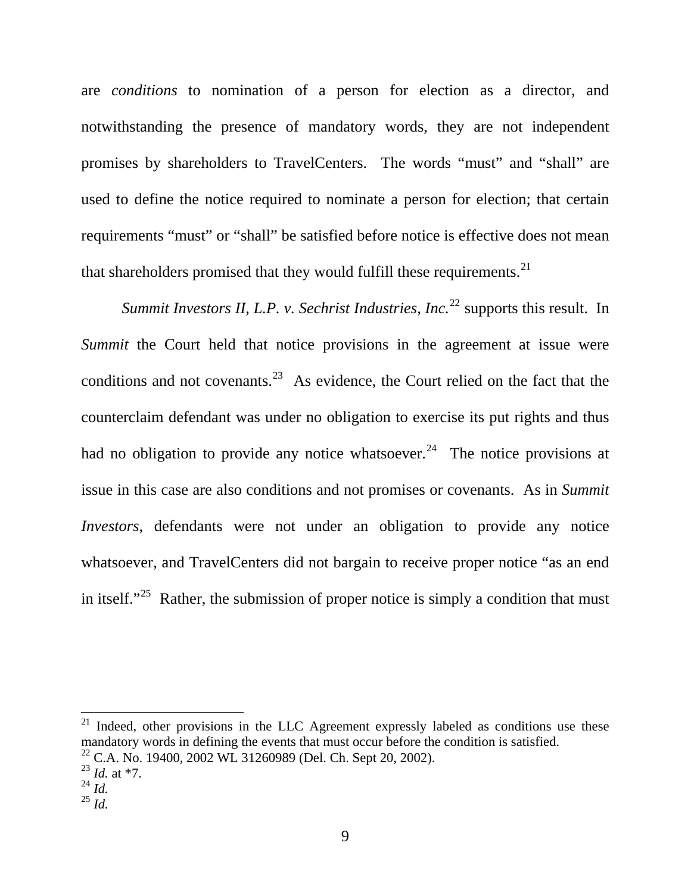are *conditions* to nomination of a person for election as a director, and notwithstanding the presence of mandatory words, they are not independent promises by shareholders to TravelCenters. The words "must" and "shall" are used to define the notice required to nominate a person for election; that certain requirements "must" or "shall" be satisfied before notice is effective does not mean that shareholders promised that they would fulfill these requirements.[21]

*Summit Investors II, L.P. v. Sechrist Industries, Inc.*[22] supports this result. In *Summit* the Court held that notice provisions in the agreement at issue were conditions and not covenants.[23] As evidence, the Court relied on the fact that the counterclaim defendant was under no obligation to exercise its put rights and thus had no obligation to provide any notice whatsoever.[24] The notice provisions at issue in this case are also conditions and not promises or covenants. As in *Summit Investors*, defendants were not under an obligation to provide any notice whatsoever, and TravelCenters did not bargain to receive proper notice "as an end in itself."[25] Rather, the submission of proper notice is simply a condition that must

---

[21] Indeed, other provisions in the LLC Agreement expressly labeled as conditions use these mandatory words in defining the events that must occur before the condition is satisfied.

[22] C.A. No. 19400, 2002 WL 31260989 (Del. Ch. Sept 20, 2002).

[23] *Id.* at *7.

[24] *Id.*

[25] *Id.*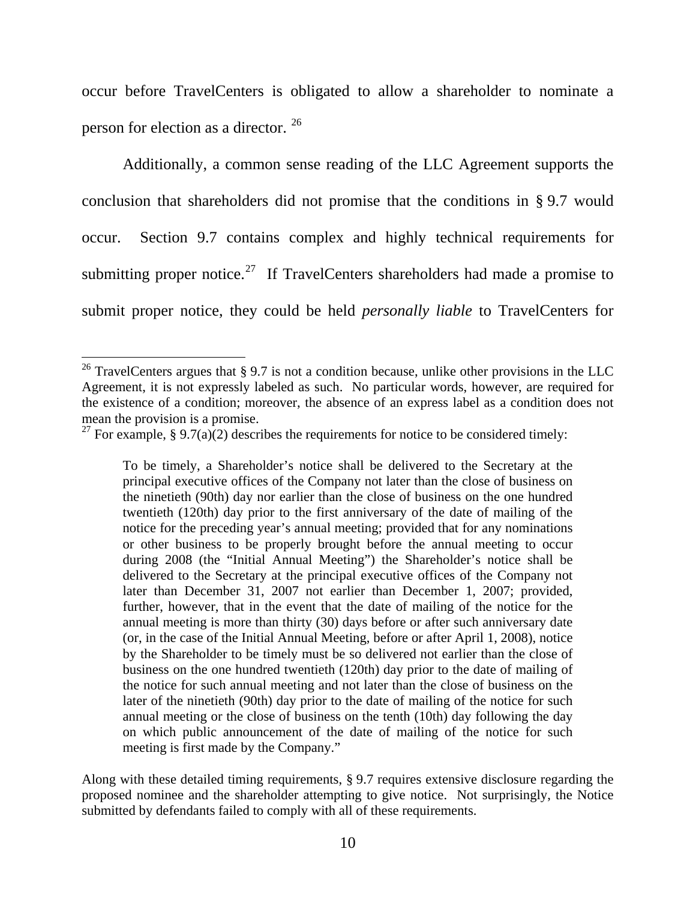occur before TravelCenters is obligated to allow a shareholder to nominate a person for election as a director. [26]

Additionally, a common sense reading of the LLC Agreement supports the conclusion that shareholders did not promise that the conditions in § 9.7 would occur. Section 9.7 contains complex and highly technical requirements for submitting proper notice.[27] If TravelCenters shareholders had made a promise to submit proper notice, they could be held *personally liable* to TravelCenters for

---

[26] TravelCenters argues that § 9.7 is not a condition because, unlike other provisions in the LLC Agreement, it is not expressly labeled as such. No particular words, however, are required for the existence of a condition; moreover, the absence of an express label as a condition does not mean the provision is a promise.

[27] For example, § 9.7(a)(2) describes the requirements for notice to be considered timely:

> To be timely, a Shareholder's notice shall be delivered to the Secretary at the principal executive offices of the Company not later than the close of business on the ninetieth (90th) day nor earlier than the close of business on the one hundred twentieth (120th) day prior to the first anniversary of the date of mailing of the notice for the preceding year's annual meeting; provided that for any nominations or other business to be properly brought before the annual meeting to occur during 2008 (the "Initial Annual Meeting") the Shareholder's notice shall be delivered to the Secretary at the principal executive offices of the Company not later than December 31, 2007 not earlier than December 1, 2007; provided, further, however, that in the event that the date of mailing of the notice for the annual meeting is more than thirty (30) days before or after such anniversary date (or, in the case of the Initial Annual Meeting, before or after April 1, 2008), notice by the Shareholder to be timely must be so delivered not earlier than the close of business on the one hundred twentieth (120th) day prior to the date of mailing of the notice for such annual meeting and not later than the close of business on the later of the ninetieth (90th) day prior to the date of mailing of the notice for such annual meeting or the close of business on the tenth (10th) day following the day on which public announcement of the date of mailing of the notice for such meeting is first made by the Company."

Along with these detailed timing requirements, § 9.7 requires extensive disclosure regarding the proposed nominee and the shareholder attempting to give notice. Not surprisingly, the Notice submitted by defendants failed to comply with all of these requirements.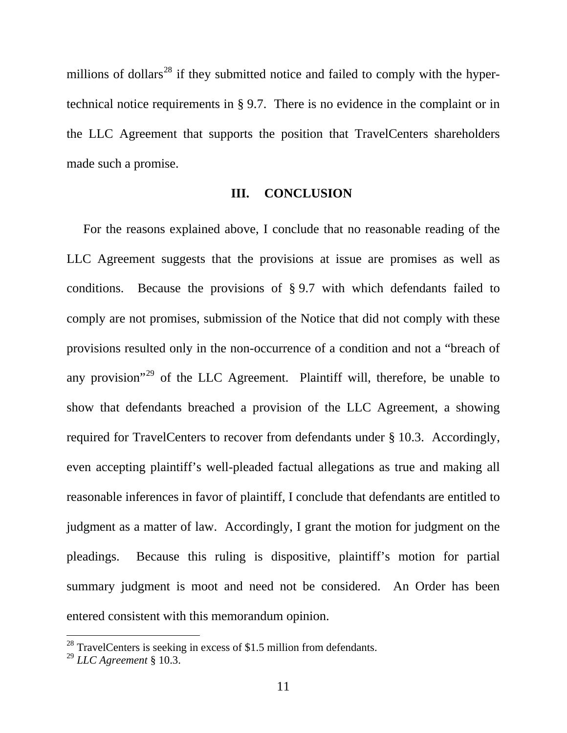millions of dollars[28] if they submitted notice and failed to comply with the hyper-technical notice requirements in § 9.7. There is no evidence in the complaint or in the LLC Agreement that supports the position that TravelCenters shareholders made such a promise.

## III. CONCLUSION

For the reasons explained above, I conclude that no reasonable reading of the LLC Agreement suggests that the provisions at issue are promises as well as conditions. Because the provisions of § 9.7 with which defendants failed to comply are not promises, submission of the Notice that did not comply with these provisions resulted only in the non-occurrence of a condition and not a "breach of any provision"[29] of the LLC Agreement. Plaintiff will, therefore, be unable to show that defendants breached a provision of the LLC Agreement, a showing required for TravelCenters to recover from defendants under § 10.3. Accordingly, even accepting plaintiff's well-pleaded factual allegations as true and making all reasonable inferences in favor of plaintiff, I conclude that defendants are entitled to judgment as a matter of law. Accordingly, I grant the motion for judgment on the pleadings. Because this ruling is dispositive, plaintiff's motion for partial summary judgment is moot and need not be considered. An Order has been entered consistent with this memorandum opinion.

---

[28] TravelCenters is seeking in excess of $1.5 million from defendants.

[29] *LLC Agreement* § 10.3.